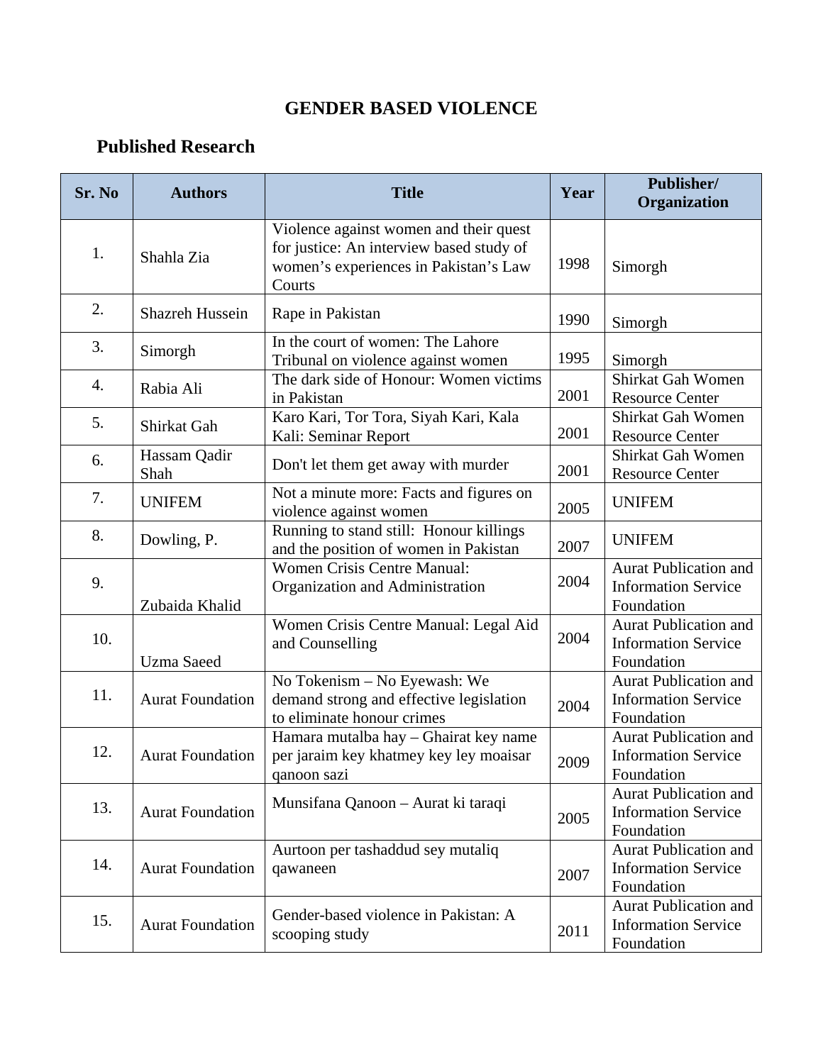# GENDER BASED VIOLENCE

## Published Research

| Sr. No | Authors | Title | Year | Publisher/ Organization |
|---|---|---|---|---|
| 1. | Shahla Zia | Violence against women and their quest for justice: An interview based study of women's experiences in Pakistan's Law Courts | 1998 | Simorgh |
| 2. | Shazreh Hussein | Rape in Pakistan | 1990 | Simorgh |
| 3. | Simorgh | In the court of women: The Lahore Tribunal on violence against women | 1995 | Simorgh |
| 4. | Rabia Ali | The dark side of Honour: Women victims in Pakistan | 2001 | Shirkat Gah Women Resource Center |
| 5. | Shirkat Gah | Karo Kari, Tor Tora, Siyah Kari, Kala Kali: Seminar Report | 2001 | Shirkat Gah Women Resource Center |
| 6. | Hassam Qadir Shah | Don't let them get away with murder | 2001 | Shirkat Gah Women Resource Center |
| 7. | UNIFEM | Not a minute more: Facts and figures on violence against women | 2005 | UNIFEM |
| 8. | Dowling, P. | Running to stand still: Honour killings and the position of women in Pakistan | 2007 | UNIFEM |
| 9. | Zubaida Khalid | Women Crisis Centre Manual: Organization and Administration | 2004 | Aurat Publication and Information Service Foundation |
| 10. | Uzma Saeed | Women Crisis Centre Manual: Legal Aid and Counselling | 2004 | Aurat Publication and Information Service Foundation |
| 11. | Aurat Foundation | No Tokenism – No Eyewash: We demand strong and effective legislation to eliminate honour crimes | 2004 | Aurat Publication and Information Service Foundation |
| 12. | Aurat Foundation | Hamara mutalba hay – Ghairat key name per jaraim key khatmey key ley moaisar qanoon sazi | 2009 | Aurat Publication and Information Service Foundation |
| 13. | Aurat Foundation | Munsifana Qanoon – Aurat ki taraqi | 2005 | Aurat Publication and Information Service Foundation |
| 14. | Aurat Foundation | Aurtoon per tashaddud sey mutaliq qawaneen | 2007 | Aurat Publication and Information Service Foundation |
| 15. | Aurat Foundation | Gender-based violence in Pakistan: A scooping study | 2011 | Aurat Publication and Information Service Foundation |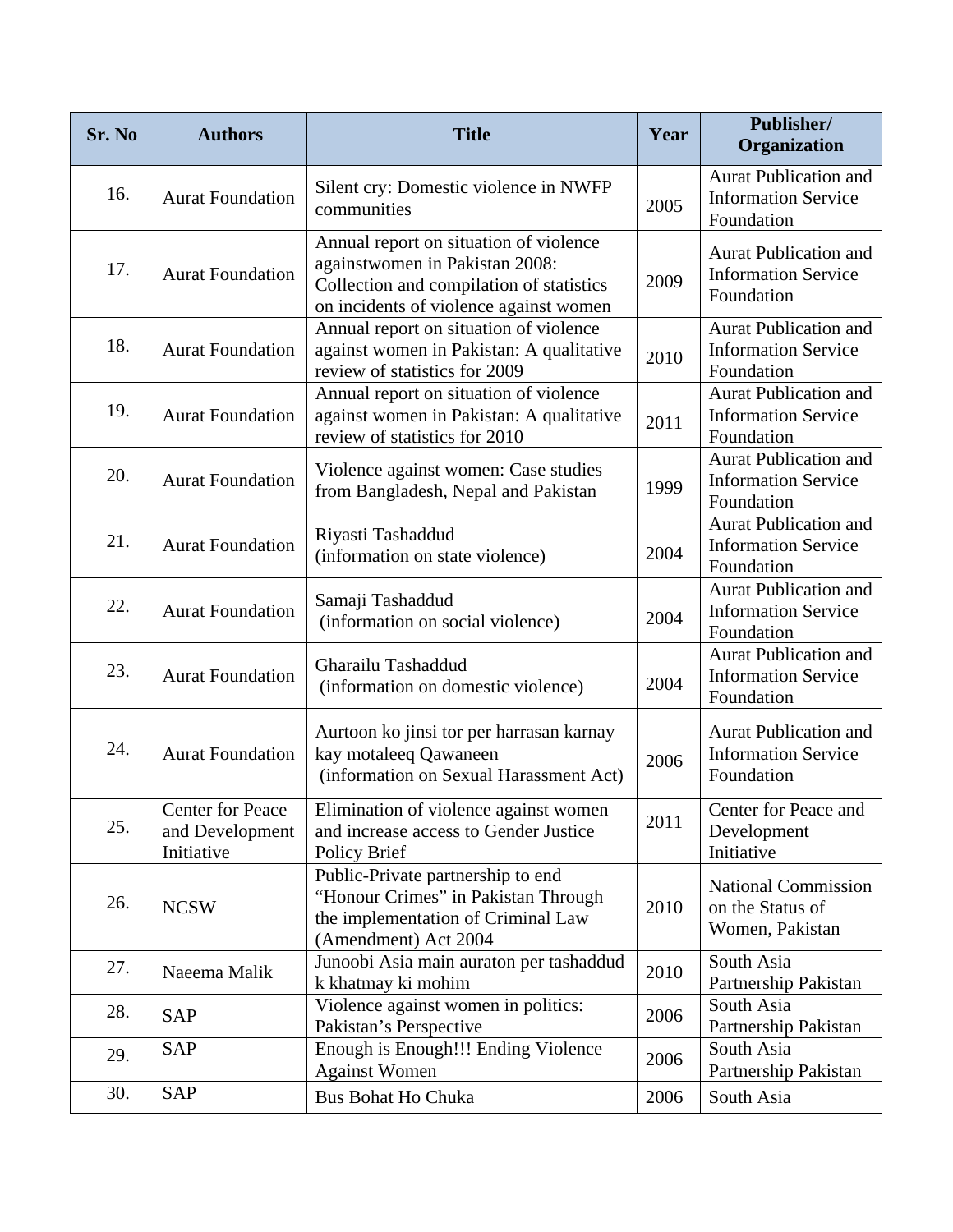| Sr. No | Authors | Title | Year | Publisher/ Organization |
|---|---|---|---|---|
| 16. | Aurat Foundation | Silent cry: Domestic violence in NWFP communities | 2005 | Aurat Publication and Information Service Foundation |
| 17. | Aurat Foundation | Annual report on situation of violence againstwomen in Pakistan 2008: Collection and compilation of statistics on incidents of violence against women | 2009 | Aurat Publication and Information Service Foundation |
| 18. | Aurat Foundation | Annual report on situation of violence against women in Pakistan: A qualitative review of statistics for 2009 | 2010 | Aurat Publication and Information Service Foundation |
| 19. | Aurat Foundation | Annual report on situation of violence against women in Pakistan: A qualitative review of statistics for 2010 | 2011 | Aurat Publication and Information Service Foundation |
| 20. | Aurat Foundation | Violence against women: Case studies from Bangladesh, Nepal and Pakistan | 1999 | Aurat Publication and Information Service Foundation |
| 21. | Aurat Foundation | Riyasti Tashaddud (information on state violence) | 2004 | Aurat Publication and Information Service Foundation |
| 22. | Aurat Foundation | Samaji Tashaddud (information on social violence) | 2004 | Aurat Publication and Information Service Foundation |
| 23. | Aurat Foundation | Gharailu Tashaddud (information on domestic violence) | 2004 | Aurat Publication and Information Service Foundation |
| 24. | Aurat Foundation | Aurtoon ko jinsi tor per harrasan karnay kay motaleeq Qawaneen (information on Sexual Harassment Act) | 2006 | Aurat Publication and Information Service Foundation |
| 25. | Center for Peace and Development Initiative | Elimination of violence against women and increase access to Gender Justice Policy Brief | 2011 | Center for Peace and Development Initiative |
| 26. | NCSW | Public-Private partnership to end "Honour Crimes" in Pakistan Through the implementation of Criminal Law (Amendment) Act 2004 | 2010 | National Commission on the Status of Women, Pakistan |
| 27. | Naeema Malik | Junoobi Asia main auraton per tashaddud k khatmay ki mohim | 2010 | South Asia Partnership Pakistan |
| 28. | SAP | Violence against women in politics: Pakistan's Perspective | 2006 | South Asia Partnership Pakistan |
| 29. | SAP | Enough is Enough!!! Ending Violence Against Women | 2006 | South Asia Partnership Pakistan |
| 30. | SAP | Bus Bohat Ho Chuka | 2006 | South Asia |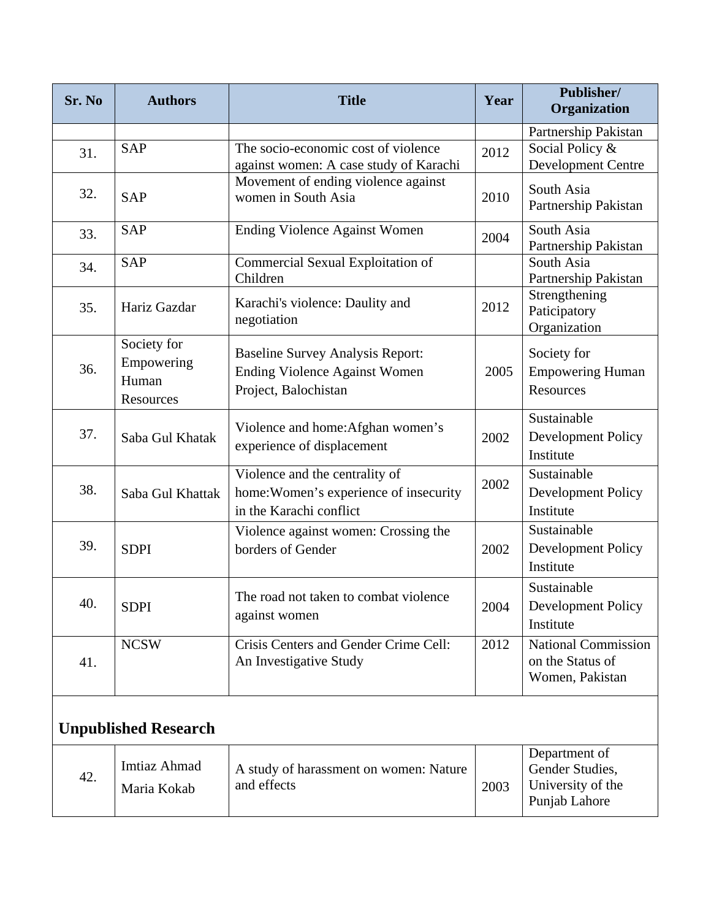| Sr. No | Authors | Title | Year | Publisher/ Organization |
|---|---|---|---|---|
| | | | | Partnership Pakistan |
| 31. | SAP | The socio-economic cost of violence against women: A case study of Karachi | 2012 | Social Policy & Development Centre |
| 32. | SAP | Movement of ending violence against women in South Asia | 2010 | South Asia Partnership Pakistan |
| 33. | SAP | Ending Violence Against Women | 2004 | South Asia Partnership Pakistan |
| 34. | SAP | Commercial Sexual Exploitation of Children | | South Asia Partnership Pakistan |
| 35. | Hariz Gazdar | Karachi's violence: Daulity and negotiation | 2012 | Strengthening Paticipatory Organization |
| 36. | Society for Empowering Human Resources | Baseline Survey Analysis Report: Ending Violence Against Women Project, Balochistan | 2005 | Society for Empowering Human Resources |
| 37. | Saba Gul Khatak | Violence and home:Afghan women's experience of displacement | 2002 | Sustainable Development Policy Institute |
| 38. | Saba Gul Khattak | Violence and the centrality of home:Women's experience of insecurity in the Karachi conflict | 2002 | Sustainable Development Policy Institute |
| 39. | SDPI | Violence against women: Crossing the borders of Gender | 2002 | Sustainable Development Policy Institute |
| 40. | SDPI | The road not taken to combat violence against women | 2004 | Sustainable Development Policy Institute |
| 41. | NCSW | Crisis Centers and Gender Crime Cell: An Investigative Study | 2012 | National Commission on the Status of Women, Pakistan |
| **Unpublished Research** | | | | |
| 42. | Imtiaz Ahmad Maria Kokab | A study of harassment on women: Nature and effects | 2003 | Department of Gender Studies, University of the Punjab Lahore |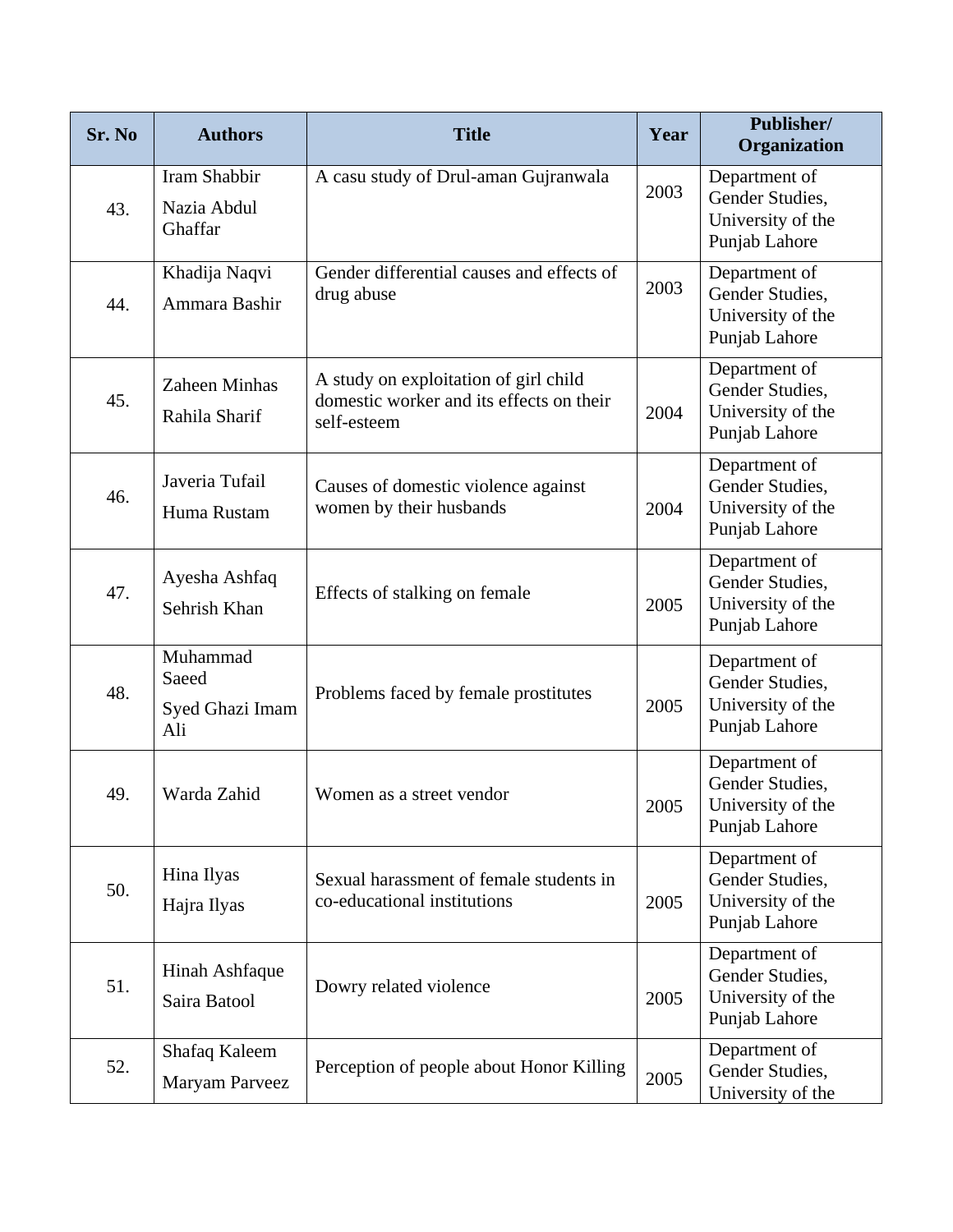| Sr. No | Authors | Title | Year | Publisher/ Organization |
|---|---|---|---|---|
| 43. | Iram Shabbir<br>Nazia Abdul Ghaffar | A casu study of Drul-aman Gujranwala | 2003 | Department of Gender Studies, University of the Punjab Lahore |
| 44. | Khadija Naqvi<br>Ammara Bashir | Gender differential causes and effects of drug abuse | 2003 | Department of Gender Studies, University of the Punjab Lahore |
| 45. | Zaheen Minhas<br>Rahila Sharif | A study on exploitation of girl child domestic worker and its effects on their self-esteem | 2004 | Department of Gender Studies, University of the Punjab Lahore |
| 46. | Javeria Tufail<br>Huma Rustam | Causes of domestic violence against women by their husbands | 2004 | Department of Gender Studies, University of the Punjab Lahore |
| 47. | Ayesha Ashfaq<br>Sehrish Khan | Effects of stalking on female | 2005 | Department of Gender Studies, University of the Punjab Lahore |
| 48. | Muhammad Saeed<br>Syed Ghazi Imam Ali | Problems faced by female prostitutes | 2005 | Department of Gender Studies, University of the Punjab Lahore |
| 49. | Warda Zahid | Women as a street vendor | 2005 | Department of Gender Studies, University of the Punjab Lahore |
| 50. | Hina Ilyas<br>Hajra Ilyas | Sexual harassment of female students in co-educational institutions | 2005 | Department of Gender Studies, University of the Punjab Lahore |
| 51. | Hinah Ashfaque<br>Saira Batool | Dowry related violence | 2005 | Department of Gender Studies, University of the Punjab Lahore |
| 52. | Shafaq Kaleem<br>Maryam Parveez | Perception of people about Honor Killing | 2005 | Department of Gender Studies, University of the |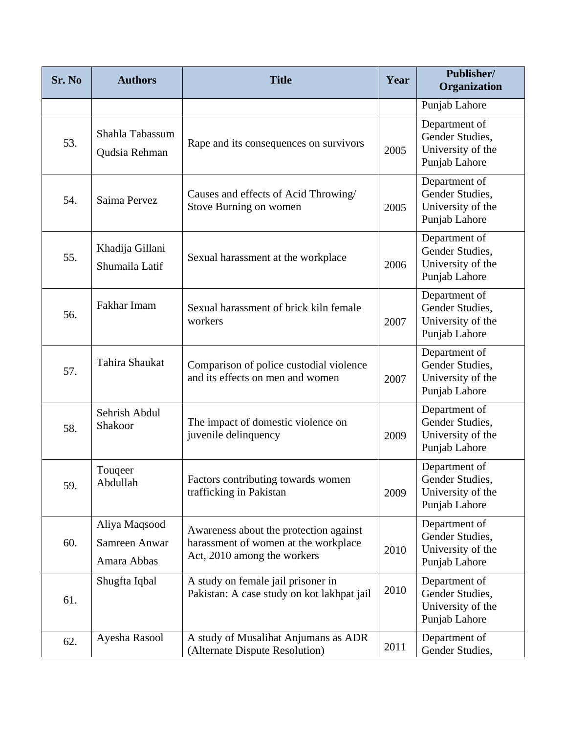| Sr. No | Authors | Title | Year | Publisher/ Organization |
|---|---|---|---|---|
| | | | | Punjab Lahore |
| 53. | Shahla Tabassum Qudsia Rehman | Rape and its consequences on survivors | 2005 | Department of Gender Studies, University of the Punjab Lahore |
| 54. | Saima Pervez | Causes and effects of Acid Throwing/ Stove Burning on women | 2005 | Department of Gender Studies, University of the Punjab Lahore |
| 55. | Khadija Gillani Shumaila Latif | Sexual harassment at the workplace | 2006 | Department of Gender Studies, University of the Punjab Lahore |
| 56. | Fakhar Imam | Sexual harassment of brick kiln female workers | 2007 | Department of Gender Studies, University of the Punjab Lahore |
| 57. | Tahira Shaukat | Comparison of police custodial violence and its effects on men and women | 2007 | Department of Gender Studies, University of the Punjab Lahore |
| 58. | Sehrish Abdul Shakoor | The impact of domestic violence on juvenile delinquency | 2009 | Department of Gender Studies, University of the Punjab Lahore |
| 59. | Touqeer Abdullah | Factors contributing towards women trafficking in Pakistan | 2009 | Department of Gender Studies, University of the Punjab Lahore |
| 60. | Aliya Maqsood Samreen Anwar Amara Abbas | Awareness about the protection against harassment of women at the workplace Act, 2010 among the workers | 2010 | Department of Gender Studies, University of the Punjab Lahore |
| 61. | Shugfta Iqbal | A study on female jail prisoner in Pakistan: A case study on kot lakhpat jail | 2010 | Department of Gender Studies, University of the Punjab Lahore |
| 62. | Ayesha Rasool | A study of Musalihat Anjumans as ADR (Alternate Dispute Resolution) | 2011 | Department of Gender Studies, |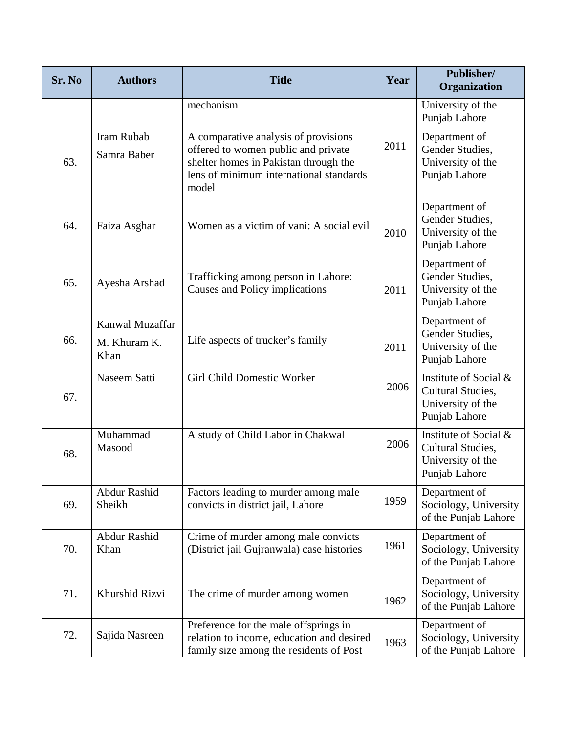| Sr. No | Authors | Title | Year | Publisher/ Organization |
|---|---|---|---|---|
| | | mechanism | | University of the Punjab Lahore |
| 63. | Iram Rubab<br>Samra Baber | A comparative analysis of provisions offered to women public and private shelter homes in Pakistan through the lens of minimum international standards model | 2011 | Department of Gender Studies, University of the Punjab Lahore |
| 64. | Faiza Asghar | Women as a victim of vani: A social evil | 2010 | Department of Gender Studies, University of the Punjab Lahore |
| 65. | Ayesha Arshad | Trafficking among person in Lahore: Causes and Policy implications | 2011 | Department of Gender Studies, University of the Punjab Lahore |
| 66. | Kanwal Muzaffar<br>M. Khuram K. Khan | Life aspects of trucker's family | 2011 | Department of Gender Studies, University of the Punjab Lahore |
| 67. | Naseem Satti | Girl Child Domestic Worker | 2006 | Institute of Social & Cultural Studies, University of the Punjab Lahore |
| 68. | Muhammad Masood | A study of Child Labor in Chakwal | 2006 | Institute of Social & Cultural Studies, University of the Punjab Lahore |
| 69. | Abdur Rashid Sheikh | Factors leading to murder among male convicts in district jail, Lahore | 1959 | Department of Sociology, University of the Punjab Lahore |
| 70. | Abdur Rashid Khan | Crime of murder among male convicts (District jail Gujranwala) case histories | 1961 | Department of Sociology, University of the Punjab Lahore |
| 71. | Khurshid Rizvi | The crime of murder among women | 1962 | Department of Sociology, University of the Punjab Lahore |
| 72. | Sajida Nasreen | Preference for the male offsprings in relation to income, education and desired family size among the residents of Post | 1963 | Department of Sociology, University of the Punjab Lahore |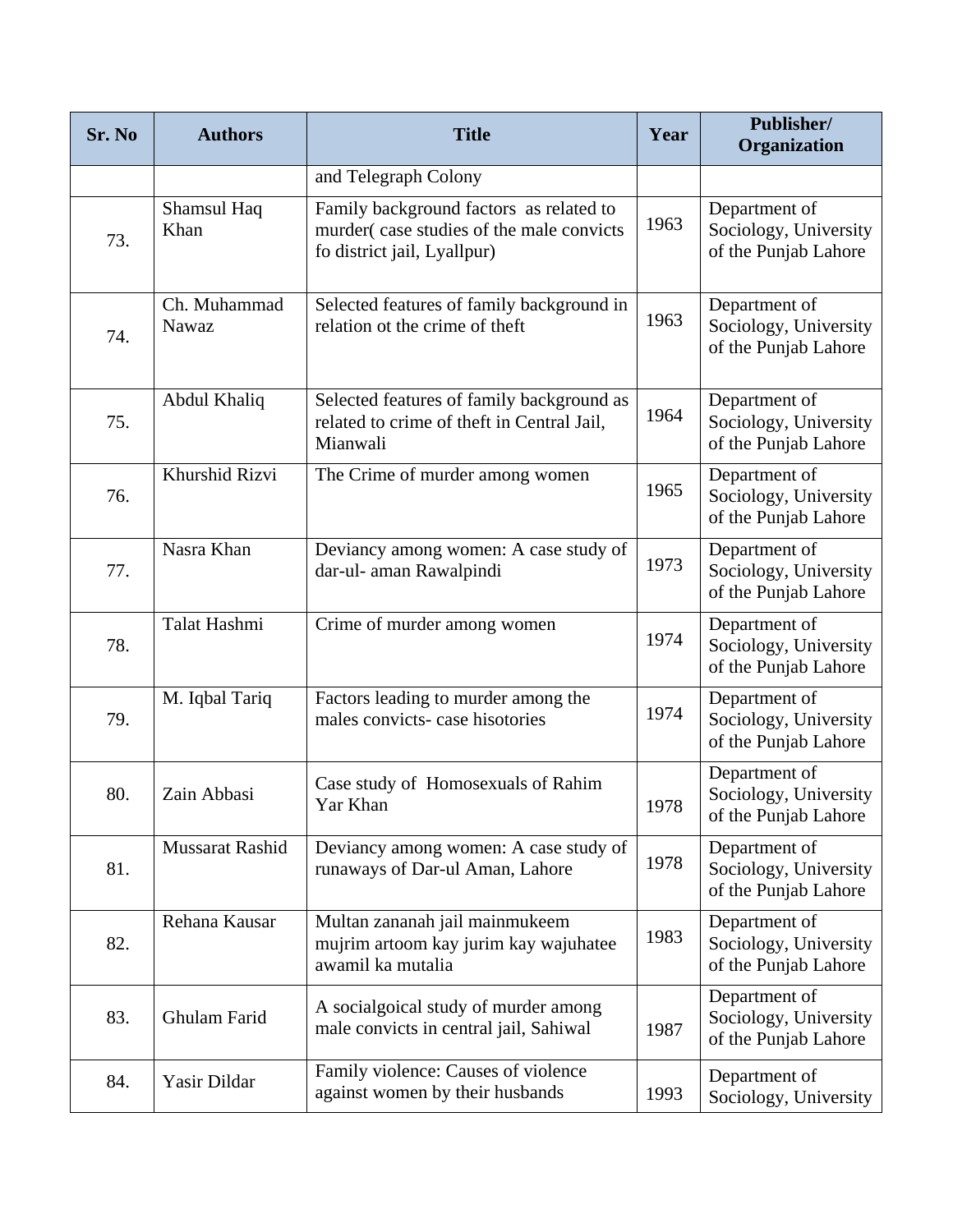| Sr. No | Authors | Title | Year | Publisher/ Organization |
|---|---|---|---|---|
| | | and Telegraph Colony | | |
| 73. | Shamsul Haq Khan | Family background factors as related to murder( case studies of the male convicts fo district jail, Lyallpur) | 1963 | Department of Sociology, University of the Punjab Lahore |
| 74. | Ch. Muhammad Nawaz | Selected features of family background in relation ot the crime of theft | 1963 | Department of Sociology, University of the Punjab Lahore |
| 75. | Abdul Khaliq | Selected features of family background as related to crime of theft in Central Jail, Mianwali | 1964 | Department of Sociology, University of the Punjab Lahore |
| 76. | Khurshid Rizvi | The Crime of murder among women | 1965 | Department of Sociology, University of the Punjab Lahore |
| 77. | Nasra Khan | Deviancy among women: A case study of dar-ul- aman Rawalpindi | 1973 | Department of Sociology, University of the Punjab Lahore |
| 78. | Talat Hashmi | Crime of murder among women | 1974 | Department of Sociology, University of the Punjab Lahore |
| 79. | M. Iqbal Tariq | Factors leading to murder among the males convicts- case hisotories | 1974 | Department of Sociology, University of the Punjab Lahore |
| 80. | Zain Abbasi | Case study of Homosexuals of Rahim Yar Khan | 1978 | Department of Sociology, University of the Punjab Lahore |
| 81. | Mussarat Rashid | Deviancy among women: A case study of runaways of Dar-ul Aman, Lahore | 1978 | Department of Sociology, University of the Punjab Lahore |
| 82. | Rehana Kausar | Multan zananah jail mainmukeem mujrim artoom kay jurim kay wajuhatee awamil ka mutalia | 1983 | Department of Sociology, University of the Punjab Lahore |
| 83. | Ghulam Farid | A socialgoical study of murder among male convicts in central jail, Sahiwal | 1987 | Department of Sociology, University of the Punjab Lahore |
| 84. | Yasir Dildar | Family violence: Causes of violence against women by their husbands | 1993 | Department of Sociology, University |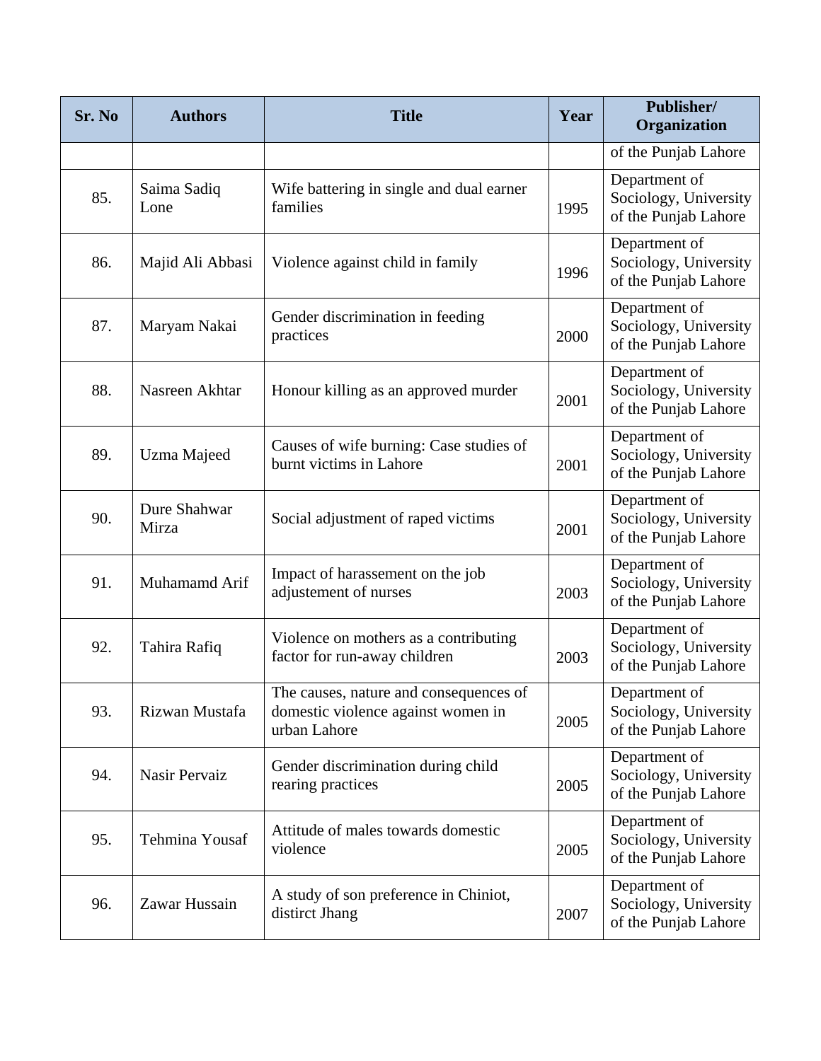| Sr. No | Authors | Title | Year | Publisher/ Organization |
|---|---|---|---|---|
| | | | | of the Punjab Lahore |
| 85. | Saima Sadiq Lone | Wife battering in single and dual earner families | 1995 | Department of Sociology, University of the Punjab Lahore |
| 86. | Majid Ali Abbasi | Violence against child in family | 1996 | Department of Sociology, University of the Punjab Lahore |
| 87. | Maryam Nakai | Gender discrimination in feeding practices | 2000 | Department of Sociology, University of the Punjab Lahore |
| 88. | Nasreen Akhtar | Honour killing as an approved murder | 2001 | Department of Sociology, University of the Punjab Lahore |
| 89. | Uzma Majeed | Causes of wife burning: Case studies of burnt victims in Lahore | 2001 | Department of Sociology, University of the Punjab Lahore |
| 90. | Dure Shahwar Mirza | Social adjustment of raped victims | 2001 | Department of Sociology, University of the Punjab Lahore |
| 91. | Muhamamd Arif | Impact of harassement on the job adjustement of nurses | 2003 | Department of Sociology, University of the Punjab Lahore |
| 92. | Tahira Rafiq | Violence on mothers as a contributing factor for run-away children | 2003 | Department of Sociology, University of the Punjab Lahore |
| 93. | Rizwan Mustafa | The causes, nature and consequences of domestic violence against women in urban Lahore | 2005 | Department of Sociology, University of the Punjab Lahore |
| 94. | Nasir Pervaiz | Gender discrimination during child rearing practices | 2005 | Department of Sociology, University of the Punjab Lahore |
| 95. | Tehmina Yousaf | Attitude of males towards domestic violence | 2005 | Department of Sociology, University of the Punjab Lahore |
| 96. | Zawar Hussain | A study of son preference in Chiniot, distirct Jhang | 2007 | Department of Sociology, University of the Punjab Lahore |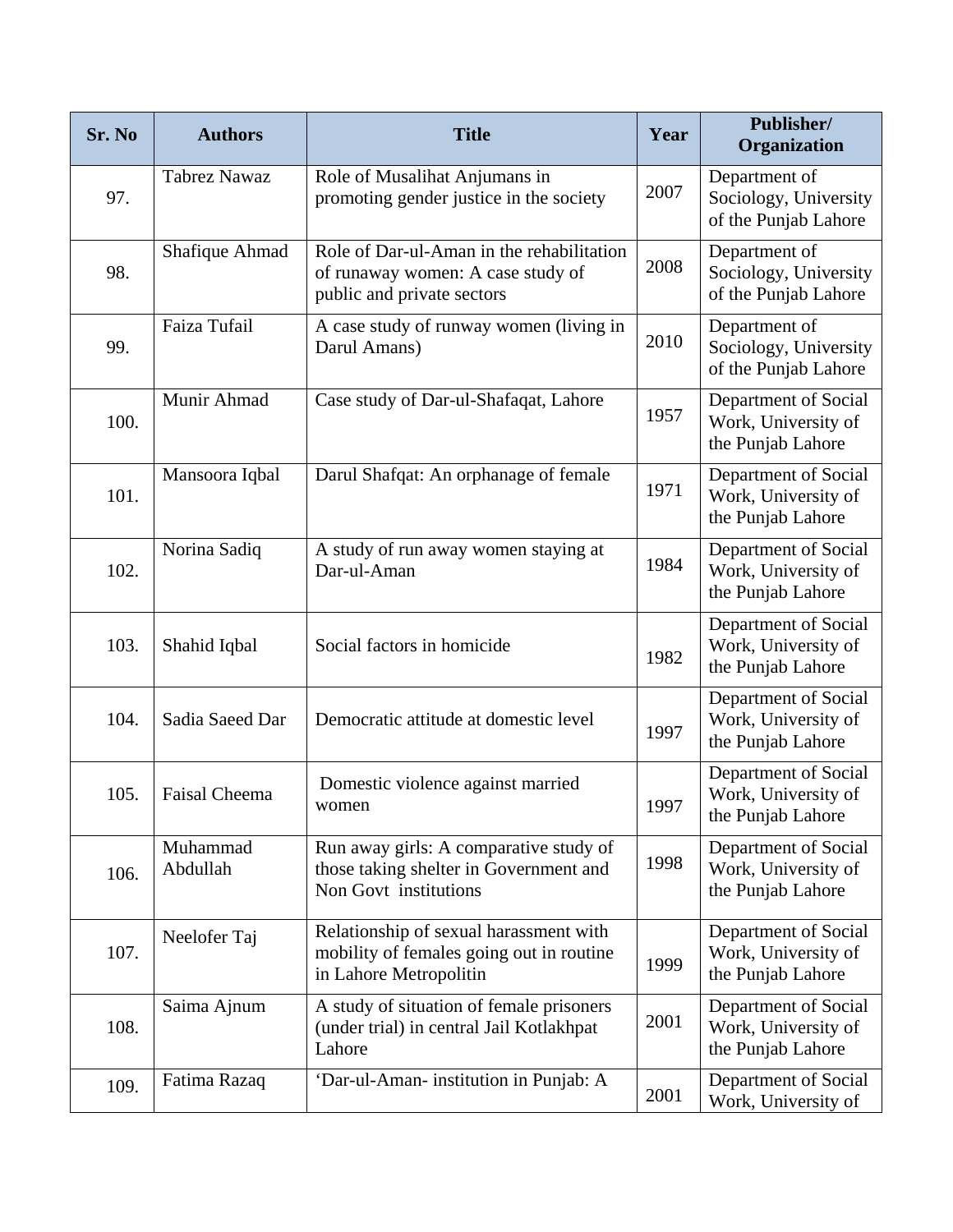| Sr. No | Authors | Title | Year | Publisher/ Organization |
|---|---|---|---|---|
| 97. | Tabrez Nawaz | Role of Musalihat Anjumans in promoting gender justice in the society | 2007 | Department of Sociology, University of the Punjab Lahore |
| 98. | Shafique Ahmad | Role of Dar-ul-Aman in the rehabilitation of runaway women: A case study of public and private sectors | 2008 | Department of Sociology, University of the Punjab Lahore |
| 99. | Faiza Tufail | A case study of runway women (living in Darul Amans) | 2010 | Department of Sociology, University of the Punjab Lahore |
| 100. | Munir Ahmad | Case study of Dar-ul-Shafaqat, Lahore | 1957 | Department of Social Work, University of the Punjab Lahore |
| 101. | Mansoora Iqbal | Darul Shafqat: An orphanage of female | 1971 | Department of Social Work, University of the Punjab Lahore |
| 102. | Norina Sadiq | A study of run away women staying at Dar-ul-Aman | 1984 | Department of Social Work, University of the Punjab Lahore |
| 103. | Shahid Iqbal | Social factors in homicide | 1982 | Department of Social Work, University of the Punjab Lahore |
| 104. | Sadia Saeed Dar | Democratic attitude at domestic level | 1997 | Department of Social Work, University of the Punjab Lahore |
| 105. | Faisal Cheema | Domestic violence against married women | 1997 | Department of Social Work, University of the Punjab Lahore |
| 106. | Muhammad Abdullah | Run away girls: A comparative study of those taking shelter in Government and Non Govt institutions | 1998 | Department of Social Work, University of the Punjab Lahore |
| 107. | Neelofer Taj | Relationship of sexual harassment with mobility of females going out in routine in Lahore Metropolitin | 1999 | Department of Social Work, University of the Punjab Lahore |
| 108. | Saima Ajnum | A study of situation of female prisoners (under trial) in central Jail Kotlakhpat Lahore | 2001 | Department of Social Work, University of the Punjab Lahore |
| 109. | Fatima Razaq | 'Dar-ul-Aman- institution in Punjab: A | 2001 | Department of Social Work, University of |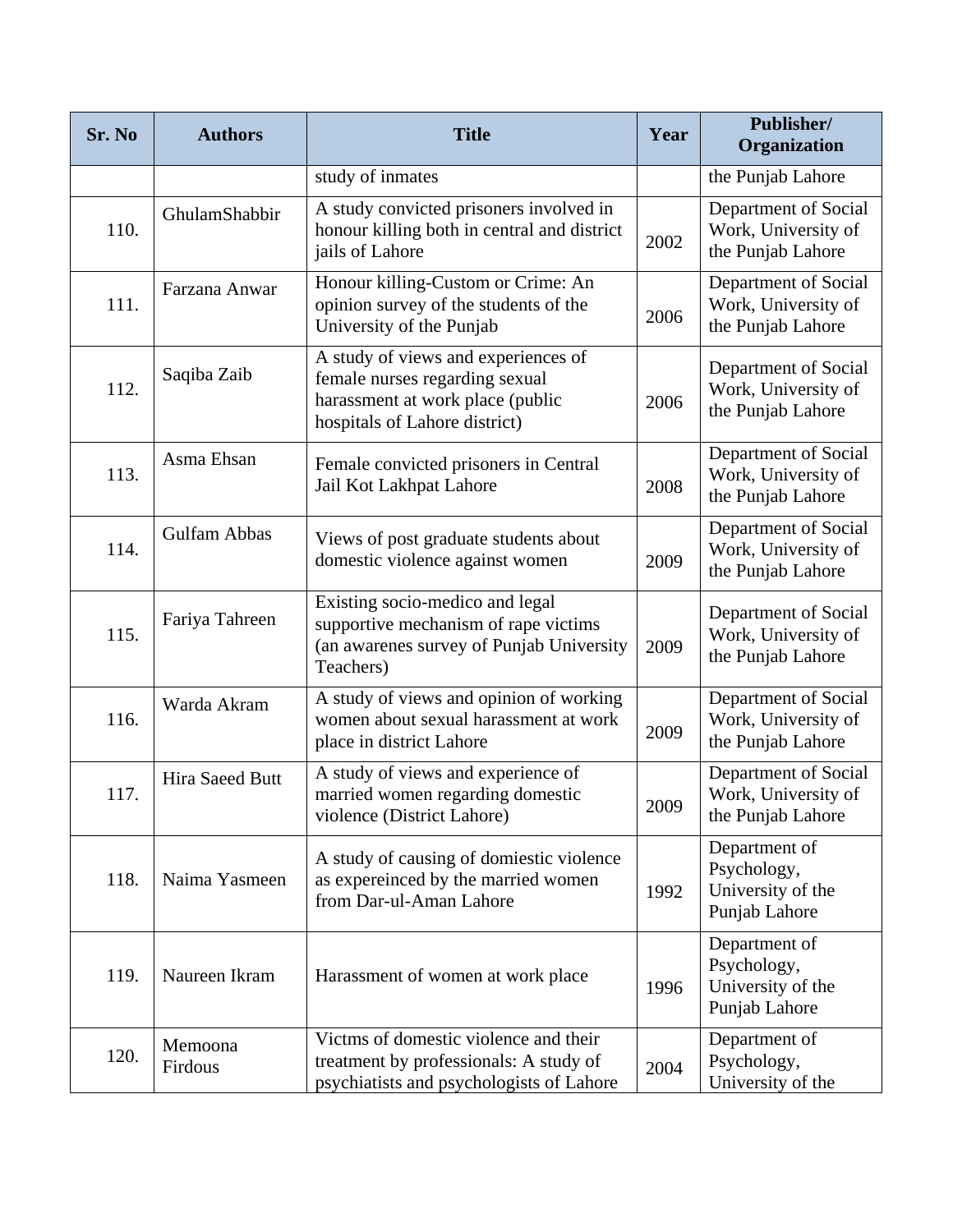| Sr. No | Authors | Title | Year | Publisher/ Organization |
|---|---|---|---|---|
| | | study of inmates | | the Punjab Lahore |
| 110. | GhulamShabbir | A study convicted prisoners involved in honour killing both in central and district jails of Lahore | 2002 | Department of Social Work, University of the Punjab Lahore |
| 111. | Farzana Anwar | Honour killing-Custom or Crime: An opinion survey of the students of the University of the Punjab | 2006 | Department of Social Work, University of the Punjab Lahore |
| 112. | Saqiba Zaib | A study of views and experiences of female nurses regarding sexual harassment at work place (public hospitals of Lahore district) | 2006 | Department of Social Work, University of the Punjab Lahore |
| 113. | Asma Ehsan | Female convicted prisoners in Central Jail Kot Lakhpat Lahore | 2008 | Department of Social Work, University of the Punjab Lahore |
| 114. | Gulfam Abbas | Views of post graduate students about domestic violence against women | 2009 | Department of Social Work, University of the Punjab Lahore |
| 115. | Fariya Tahreen | Existing socio-medico and legal supportive mechanism of rape victims (an awarenes survey of Punjab University Teachers) | 2009 | Department of Social Work, University of the Punjab Lahore |
| 116. | Warda Akram | A study of views and opinion of working women about sexual harassment at work place in district Lahore | 2009 | Department of Social Work, University of the Punjab Lahore |
| 117. | Hira Saeed Butt | A study of views and experience of married women regarding domestic violence (District Lahore) | 2009 | Department of Social Work, University of the Punjab Lahore |
| 118. | Naima Yasmeen | A study of causing of domiestic violence as expereinced by the married women from Dar-ul-Aman Lahore | 1992 | Department of Psychology, University of the Punjab Lahore |
| 119. | Naureen Ikram | Harassment of women at work place | 1996 | Department of Psychology, University of the Punjab Lahore |
| 120. | Memoona Firdous | Victms of domestic violence and their treatment by professionals: A study of psychiatists and psychologists of Lahore | 2004 | Department of Psychology, University of the |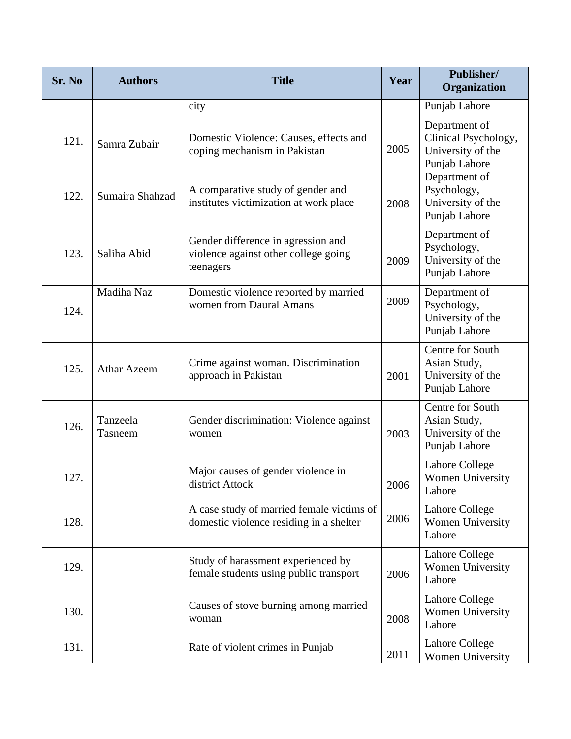| Sr. No | Authors | Title | Year | Publisher/ Organization |
|---|---|---|---|---|
| | | city | | Punjab Lahore |
| 121. | Samra Zubair | Domestic Violence: Causes, effects and coping mechanism in Pakistan | 2005 | Department of Clinical Psychology, University of the Punjab Lahore |
| 122. | Sumaira Shahzad | A comparative study of gender and institutes victimization at work place | 2008 | Department of Psychology, University of the Punjab Lahore |
| 123. | Saliha Abid | Gender difference in agression and violence against other college going teenagers | 2009 | Department of Psychology, University of the Punjab Lahore |
| 124. | Madiha Naz | Domestic violence reported by married women from Daural Amans | 2009 | Department of Psychology, University of the Punjab Lahore |
| 125. | Athar Azeem | Crime against woman. Discrimination approach in Pakistan | 2001 | Centre for South Asian Study, University of the Punjab Lahore |
| 126. | Tanzeela Tasneem | Gender discrimination: Violence against women | 2003 | Centre for South Asian Study, University of the Punjab Lahore |
| 127. | | Major causes of gender violence in district Attock | 2006 | Lahore College Women University Lahore |
| 128. | | A case study of married female victims of domestic violence residing in a shelter | 2006 | Lahore College Women University Lahore |
| 129. | | Study of harassment experienced by female students using public transport | 2006 | Lahore College Women University Lahore |
| 130. | | Causes of stove burning among married woman | 2008 | Lahore College Women University Lahore |
| 131. | | Rate of violent crimes in Punjab | 2011 | Lahore College Women University |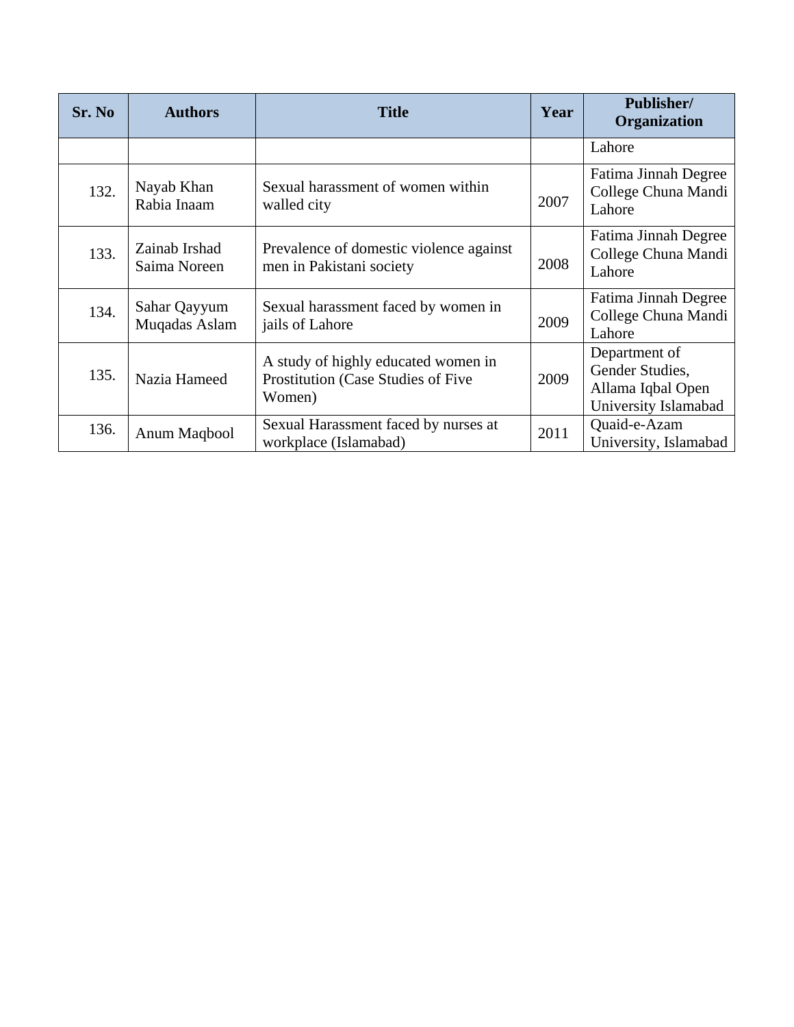| Sr. No | Authors | Title | Year | Publisher/ Organization |
|---|---|---|---|---|
| | | | | Lahore |
| 132. | Nayab Khan Rabia Inaam | Sexual harassment of women within walled city | 2007 | Fatima Jinnah Degree College Chuna Mandi Lahore |
| 133. | Zainab Irshad Saima Noreen | Prevalence of domestic violence against men in Pakistani society | 2008 | Fatima Jinnah Degree College Chuna Mandi Lahore |
| 134. | Sahar Qayyum Muqadas Aslam | Sexual harassment faced by women in jails of Lahore | 2009 | Fatima Jinnah Degree College Chuna Mandi Lahore |
| 135. | Nazia Hameed | A study of highly educated women in Prostitution (Case Studies of Five Women) | 2009 | Department of Gender Studies, Allama Iqbal Open University Islamabad |
| 136. | Anum Maqbool | Sexual Harassment faced by nurses at workplace (Islamabad) | 2011 | Quaid-e-Azam University, Islamabad |